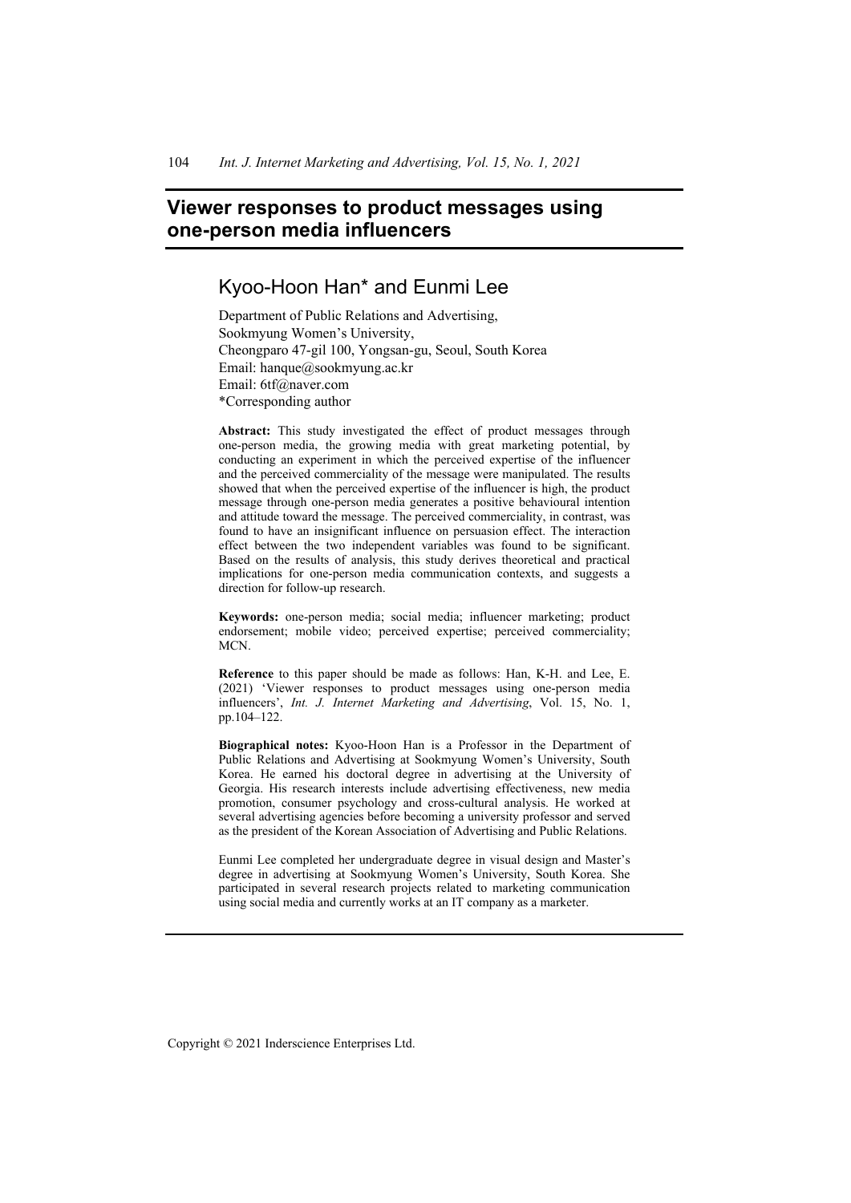# Viewer responses to product messages using one-person media influencers

## Kyoo-Hoon Han* and Eunmi Lee

Department of Public Relations and Advertising,
Sookmyung Women's University,
Cheongparo 47-gil 100, Yongsan-gu, Seoul, South Korea
Email: hanque@sookmyung.ac.kr
Email: 6tf@naver.com
*Corresponding author

**Abstract:** This study investigated the effect of product messages through one-person media, the growing media with great marketing potential, by conducting an experiment in which the perceived expertise of the influencer and the perceived commerciality of the message were manipulated. The results showed that when the perceived expertise of the influencer is high, the product message through one-person media generates a positive behavioural intention and attitude toward the message. The perceived commerciality, in contrast, was found to have an insignificant influence on persuasion effect. The interaction effect between the two independent variables was found to be significant. Based on the results of analysis, this study derives theoretical and practical implications for one-person media communication contexts, and suggests a direction for follow-up research.

**Keywords:** one-person media; social media; influencer marketing; product endorsement; mobile video; perceived expertise; perceived commerciality; MCN.

**Reference** to this paper should be made as follows: Han, K-H. and Lee, E. (2021) 'Viewer responses to product messages using one-person media influencers', *Int. J. Internet Marketing and Advertising*, Vol. 15, No. 1, pp.104–122.

**Biographical notes:** Kyoo-Hoon Han is a Professor in the Department of Public Relations and Advertising at Sookmyung Women's University, South Korea. He earned his doctoral degree in advertising at the University of Georgia. His research interests include advertising effectiveness, new media promotion, consumer psychology and cross-cultural analysis. He worked at several advertising agencies before becoming a university professor and served as the president of the Korean Association of Advertising and Public Relations.

Eunmi Lee completed her undergraduate degree in visual design and Master's degree in advertising at Sookmyung Women's University, South Korea. She participated in several research projects related to marketing communication using social media and currently works at an IT company as a marketer.

Copyright © 2021 Inderscience Enterprises Ltd.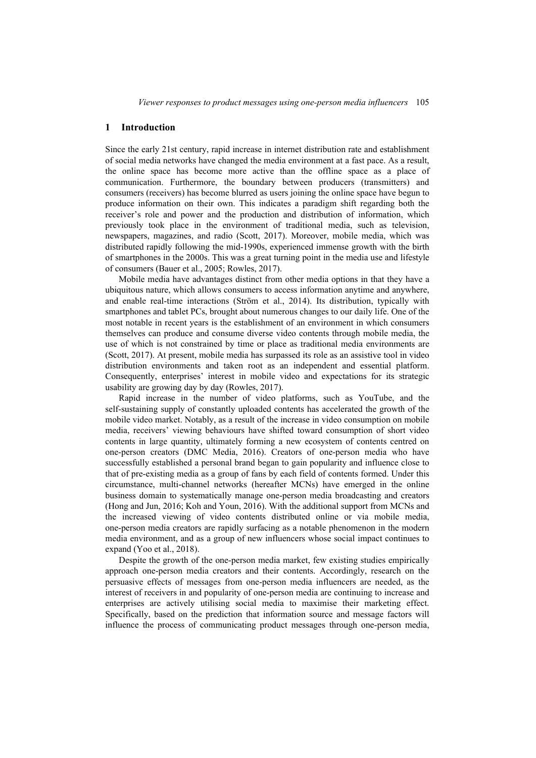## 1 Introduction

Since the early 21st century, rapid increase in internet distribution rate and establishment of social media networks have changed the media environment at a fast pace. As a result, the online space has become more active than the offline space as a place of communication. Furthermore, the boundary between producers (transmitters) and consumers (receivers) has become blurred as users joining the online space have begun to produce information on their own. This indicates a paradigm shift regarding both the receiver's role and power and the production and distribution of information, which previously took place in the environment of traditional media, such as television, newspapers, magazines, and radio (Scott, 2017). Moreover, mobile media, which was distributed rapidly following the mid-1990s, experienced immense growth with the birth of smartphones in the 2000s. This was a great turning point in the media use and lifestyle of consumers (Bauer et al., 2005; Rowles, 2017).

Mobile media have advantages distinct from other media options in that they have a ubiquitous nature, which allows consumers to access information anytime and anywhere, and enable real-time interactions (Ström et al., 2014). Its distribution, typically with smartphones and tablet PCs, brought about numerous changes to our daily life. One of the most notable in recent years is the establishment of an environment in which consumers themselves can produce and consume diverse video contents through mobile media, the use of which is not constrained by time or place as traditional media environments are (Scott, 2017). At present, mobile media has surpassed its role as an assistive tool in video distribution environments and taken root as an independent and essential platform. Consequently, enterprises' interest in mobile video and expectations for its strategic usability are growing day by day (Rowles, 2017).

Rapid increase in the number of video platforms, such as YouTube, and the self-sustaining supply of constantly uploaded contents has accelerated the growth of the mobile video market. Notably, as a result of the increase in video consumption on mobile media, receivers' viewing behaviours have shifted toward consumption of short video contents in large quantity, ultimately forming a new ecosystem of contents centred on one-person creators (DMC Media, 2016). Creators of one-person media who have successfully established a personal brand began to gain popularity and influence close to that of pre-existing media as a group of fans by each field of contents formed. Under this circumstance, multi-channel networks (hereafter MCNs) have emerged in the online business domain to systematically manage one-person media broadcasting and creators (Hong and Jun, 2016; Koh and Youn, 2016). With the additional support from MCNs and the increased viewing of video contents distributed online or via mobile media, one-person media creators are rapidly surfacing as a notable phenomenon in the modern media environment, and as a group of new influencers whose social impact continues to expand (Yoo et al., 2018).

Despite the growth of the one-person media market, few existing studies empirically approach one-person media creators and their contents. Accordingly, research on the persuasive effects of messages from one-person media influencers are needed, as the interest of receivers in and popularity of one-person media are continuing to increase and enterprises are actively utilising social media to maximise their marketing effect. Specifically, based on the prediction that information source and message factors will influence the process of communicating product messages through one-person media,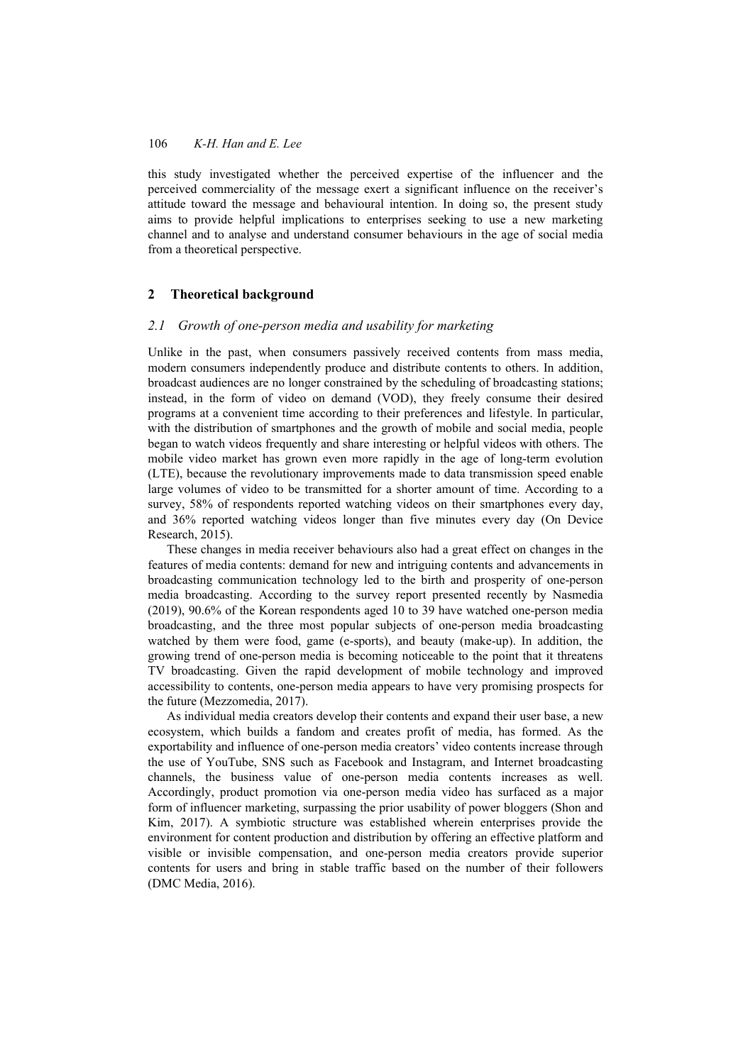this study investigated whether the perceived expertise of the influencer and the perceived commerciality of the message exert a significant influence on the receiver's attitude toward the message and behavioural intention. In doing so, the present study aims to provide helpful implications to enterprises seeking to use a new marketing channel and to analyse and understand consumer behaviours in the age of social media from a theoretical perspective.

## 2 Theoretical background

### 2.1 Growth of one-person media and usability for marketing

Unlike in the past, when consumers passively received contents from mass media, modern consumers independently produce and distribute contents to others. In addition, broadcast audiences are no longer constrained by the scheduling of broadcasting stations; instead, in the form of video on demand (VOD), they freely consume their desired programs at a convenient time according to their preferences and lifestyle. In particular, with the distribution of smartphones and the growth of mobile and social media, people began to watch videos frequently and share interesting or helpful videos with others. The mobile video market has grown even more rapidly in the age of long-term evolution (LTE), because the revolutionary improvements made to data transmission speed enable large volumes of video to be transmitted for a shorter amount of time. According to a survey, 58% of respondents reported watching videos on their smartphones every day, and 36% reported watching videos longer than five minutes every day (On Device Research, 2015).

These changes in media receiver behaviours also had a great effect on changes in the features of media contents: demand for new and intriguing contents and advancements in broadcasting communication technology led to the birth and prosperity of one-person media broadcasting. According to the survey report presented recently by Nasmedia (2019), 90.6% of the Korean respondents aged 10 to 39 have watched one-person media broadcasting, and the three most popular subjects of one-person media broadcasting watched by them were food, game (e-sports), and beauty (make-up). In addition, the growing trend of one-person media is becoming noticeable to the point that it threatens TV broadcasting. Given the rapid development of mobile technology and improved accessibility to contents, one-person media appears to have very promising prospects for the future (Mezzomedia, 2017).

As individual media creators develop their contents and expand their user base, a new ecosystem, which builds a fandom and creates profit of media, has formed. As the exportability and influence of one-person media creators' video contents increase through the use of YouTube, SNS such as Facebook and Instagram, and Internet broadcasting channels, the business value of one-person media contents increases as well. Accordingly, product promotion via one-person media video has surfaced as a major form of influencer marketing, surpassing the prior usability of power bloggers (Shon and Kim, 2017). A symbiotic structure was established wherein enterprises provide the environment for content production and distribution by offering an effective platform and visible or invisible compensation, and one-person media creators provide superior contents for users and bring in stable traffic based on the number of their followers (DMC Media, 2016).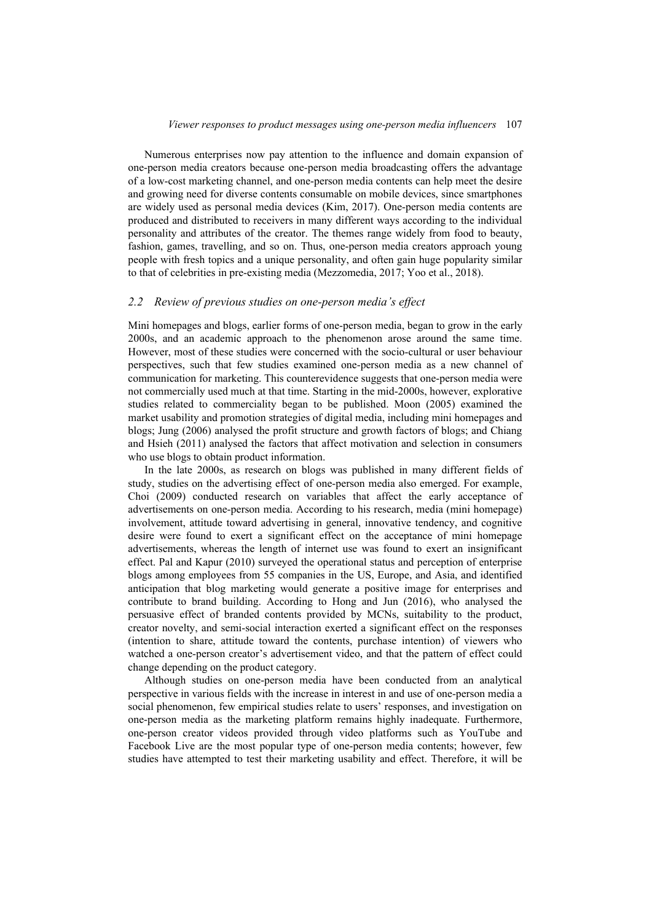Numerous enterprises now pay attention to the influence and domain expansion of one-person media creators because one-person media broadcasting offers the advantage of a low-cost marketing channel, and one-person media contents can help meet the desire and growing need for diverse contents consumable on mobile devices, since smartphones are widely used as personal media devices (Kim, 2017). One-person media contents are produced and distributed to receivers in many different ways according to the individual personality and attributes of the creator. The themes range widely from food to beauty, fashion, games, travelling, and so on. Thus, one-person media creators approach young people with fresh topics and a unique personality, and often gain huge popularity similar to that of celebrities in pre-existing media (Mezzomedia, 2017; Yoo et al., 2018).

### *2.2 Review of previous studies on one-person media's effect*

Mini homepages and blogs, earlier forms of one-person media, began to grow in the early 2000s, and an academic approach to the phenomenon arose around the same time. However, most of these studies were concerned with the socio-cultural or user behaviour perspectives, such that few studies examined one-person media as a new channel of communication for marketing. This counterevidence suggests that one-person media were not commercially used much at that time. Starting in the mid-2000s, however, explorative studies related to commerciality began to be published. Moon (2005) examined the market usability and promotion strategies of digital media, including mini homepages and blogs; Jung (2006) analysed the profit structure and growth factors of blogs; and Chiang and Hsieh (2011) analysed the factors that affect motivation and selection in consumers who use blogs to obtain product information.

In the late 2000s, as research on blogs was published in many different fields of study, studies on the advertising effect of one-person media also emerged. For example, Choi (2009) conducted research on variables that affect the early acceptance of advertisements on one-person media. According to his research, media (mini homepage) involvement, attitude toward advertising in general, innovative tendency, and cognitive desire were found to exert a significant effect on the acceptance of mini homepage advertisements, whereas the length of internet use was found to exert an insignificant effect. Pal and Kapur (2010) surveyed the operational status and perception of enterprise blogs among employees from 55 companies in the US, Europe, and Asia, and identified anticipation that blog marketing would generate a positive image for enterprises and contribute to brand building. According to Hong and Jun (2016), who analysed the persuasive effect of branded contents provided by MCNs, suitability to the product, creator novelty, and semi-social interaction exerted a significant effect on the responses (intention to share, attitude toward the contents, purchase intention) of viewers who watched a one-person creator's advertisement video, and that the pattern of effect could change depending on the product category.

Although studies on one-person media have been conducted from an analytical perspective in various fields with the increase in interest in and use of one-person media a social phenomenon, few empirical studies relate to users' responses, and investigation on one-person media as the marketing platform remains highly inadequate. Furthermore, one-person creator videos provided through video platforms such as YouTube and Facebook Live are the most popular type of one-person media contents; however, few studies have attempted to test their marketing usability and effect. Therefore, it will be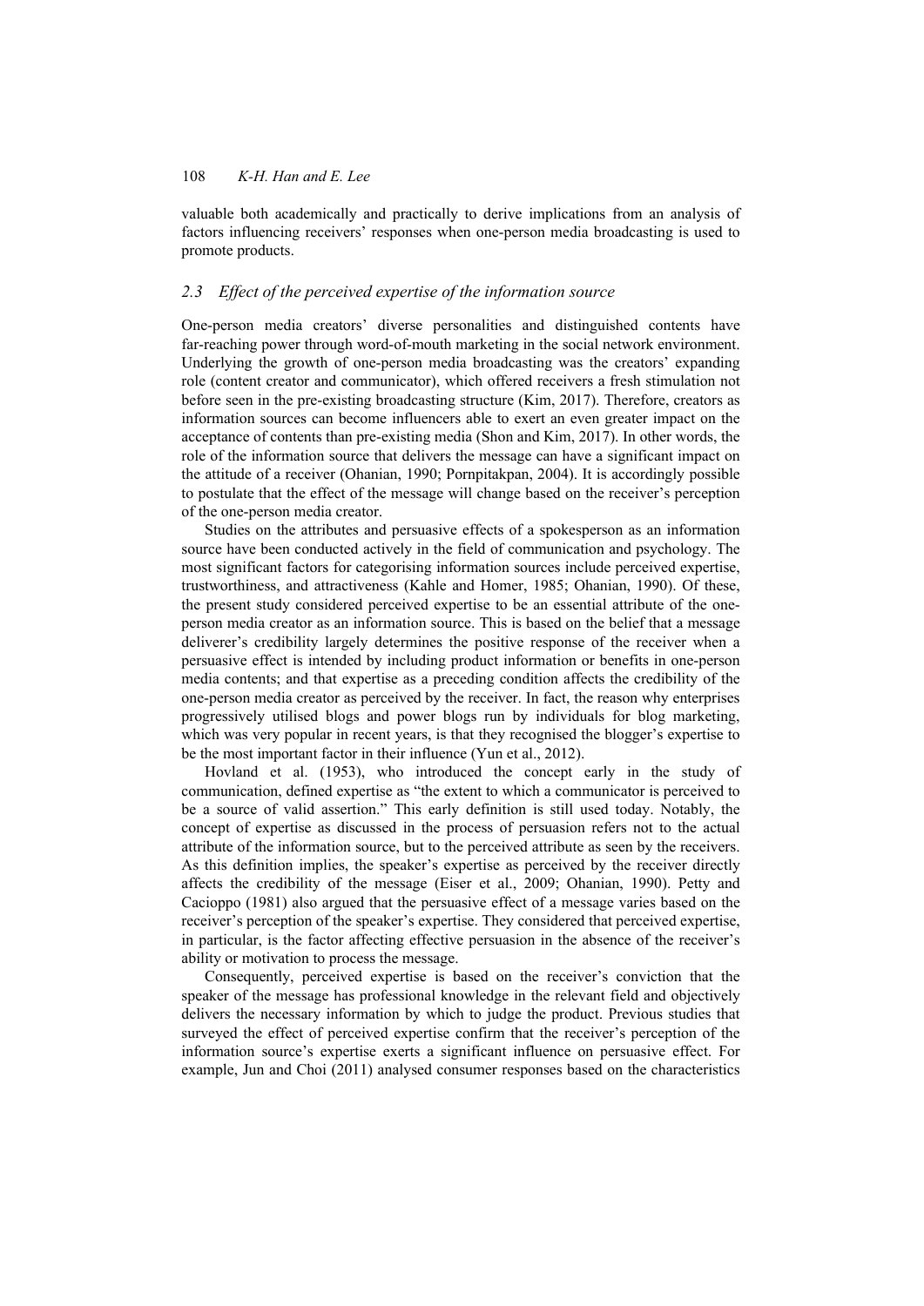valuable both academically and practically to derive implications from an analysis of factors influencing receivers' responses when one-person media broadcasting is used to promote products.

### *2.3 Effect of the perceived expertise of the information source*

One-person media creators' diverse personalities and distinguished contents have far-reaching power through word-of-mouth marketing in the social network environment. Underlying the growth of one-person media broadcasting was the creators' expanding role (content creator and communicator), which offered receivers a fresh stimulation not before seen in the pre-existing broadcasting structure (Kim, 2017). Therefore, creators as information sources can become influencers able to exert an even greater impact on the acceptance of contents than pre-existing media (Shon and Kim, 2017). In other words, the role of the information source that delivers the message can have a significant impact on the attitude of a receiver (Ohanian, 1990; Pornpitakpan, 2004). It is accordingly possible to postulate that the effect of the message will change based on the receiver's perception of the one-person media creator.

Studies on the attributes and persuasive effects of a spokesperson as an information source have been conducted actively in the field of communication and psychology. The most significant factors for categorising information sources include perceived expertise, trustworthiness, and attractiveness (Kahle and Homer, 1985; Ohanian, 1990). Of these, the present study considered perceived expertise to be an essential attribute of the one-person media creator as an information source. This is based on the belief that a message deliverer's credibility largely determines the positive response of the receiver when a persuasive effect is intended by including product information or benefits in one-person media contents; and that expertise as a preceding condition affects the credibility of the one-person media creator as perceived by the receiver. In fact, the reason why enterprises progressively utilised blogs and power blogs run by individuals for blog marketing, which was very popular in recent years, is that they recognised the blogger's expertise to be the most important factor in their influence (Yun et al., 2012).

Hovland et al. (1953), who introduced the concept early in the study of communication, defined expertise as "the extent to which a communicator is perceived to be a source of valid assertion." This early definition is still used today. Notably, the concept of expertise as discussed in the process of persuasion refers not to the actual attribute of the information source, but to the perceived attribute as seen by the receivers. As this definition implies, the speaker's expertise as perceived by the receiver directly affects the credibility of the message (Eiser et al., 2009; Ohanian, 1990). Petty and Cacioppo (1981) also argued that the persuasive effect of a message varies based on the receiver's perception of the speaker's expertise. They considered that perceived expertise, in particular, is the factor affecting effective persuasion in the absence of the receiver's ability or motivation to process the message.

Consequently, perceived expertise is based on the receiver's conviction that the speaker of the message has professional knowledge in the relevant field and objectively delivers the necessary information by which to judge the product. Previous studies that surveyed the effect of perceived expertise confirm that the receiver's perception of the information source's expertise exerts a significant influence on persuasive effect. For example, Jun and Choi (2011) analysed consumer responses based on the characteristics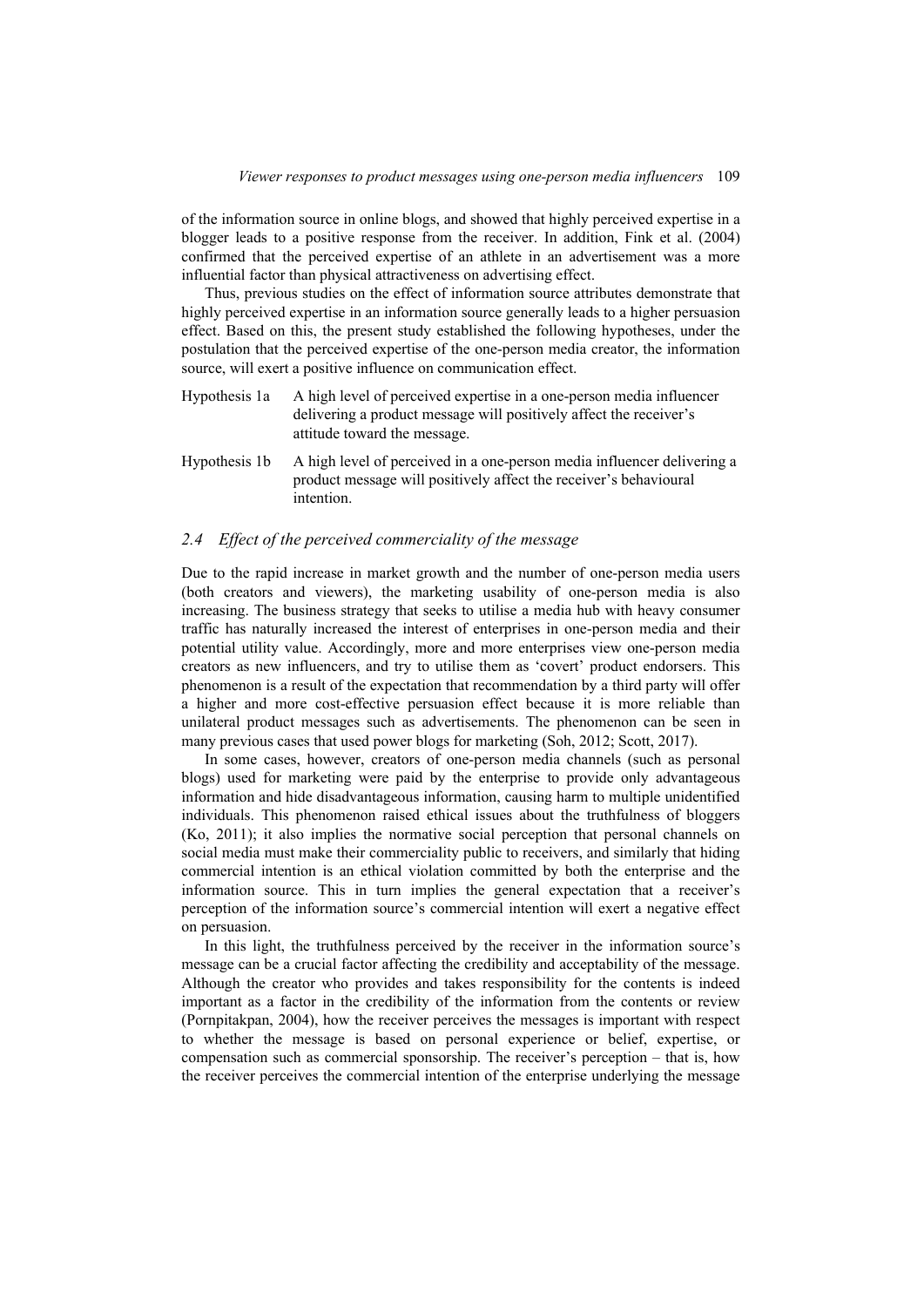of the information source in online blogs, and showed that highly perceived expertise in a blogger leads to a positive response from the receiver. In addition, Fink et al. (2004) confirmed that the perceived expertise of an athlete in an advertisement was a more influential factor than physical attractiveness on advertising effect.

Thus, previous studies on the effect of information source attributes demonstrate that highly perceived expertise in an information source generally leads to a higher persuasion effect. Based on this, the present study established the following hypotheses, under the postulation that the perceived expertise of the one-person media creator, the information source, will exert a positive influence on communication effect.

Hypothesis 1a A high level of perceived expertise in a one-person media influencer delivering a product message will positively affect the receiver's attitude toward the message.

Hypothesis 1b A high level of perceived in a one-person media influencer delivering a product message will positively affect the receiver's behavioural intention.

### 2.4 *Effect of the perceived commerciality of the message*

Due to the rapid increase in market growth and the number of one-person media users (both creators and viewers), the marketing usability of one-person media is also increasing. The business strategy that seeks to utilise a media hub with heavy consumer traffic has naturally increased the interest of enterprises in one-person media and their potential utility value. Accordingly, more and more enterprises view one-person media creators as new influencers, and try to utilise them as 'covert' product endorsers. This phenomenon is a result of the expectation that recommendation by a third party will offer a higher and more cost-effective persuasion effect because it is more reliable than unilateral product messages such as advertisements. The phenomenon can be seen in many previous cases that used power blogs for marketing (Soh, 2012; Scott, 2017).

In some cases, however, creators of one-person media channels (such as personal blogs) used for marketing were paid by the enterprise to provide only advantageous information and hide disadvantageous information, causing harm to multiple unidentified individuals. This phenomenon raised ethical issues about the truthfulness of bloggers (Ko, 2011); it also implies the normative social perception that personal channels on social media must make their commerciality public to receivers, and similarly that hiding commercial intention is an ethical violation committed by both the enterprise and the information source. This in turn implies the general expectation that a receiver's perception of the information source's commercial intention will exert a negative effect on persuasion.

In this light, the truthfulness perceived by the receiver in the information source's message can be a crucial factor affecting the credibility and acceptability of the message. Although the creator who provides and takes responsibility for the contents is indeed important as a factor in the credibility of the information from the contents or review (Pornpitakpan, 2004), how the receiver perceives the messages is important with respect to whether the message is based on personal experience or belief, expertise, or compensation such as commercial sponsorship. The receiver's perception – that is, how the receiver perceives the commercial intention of the enterprise underlying the message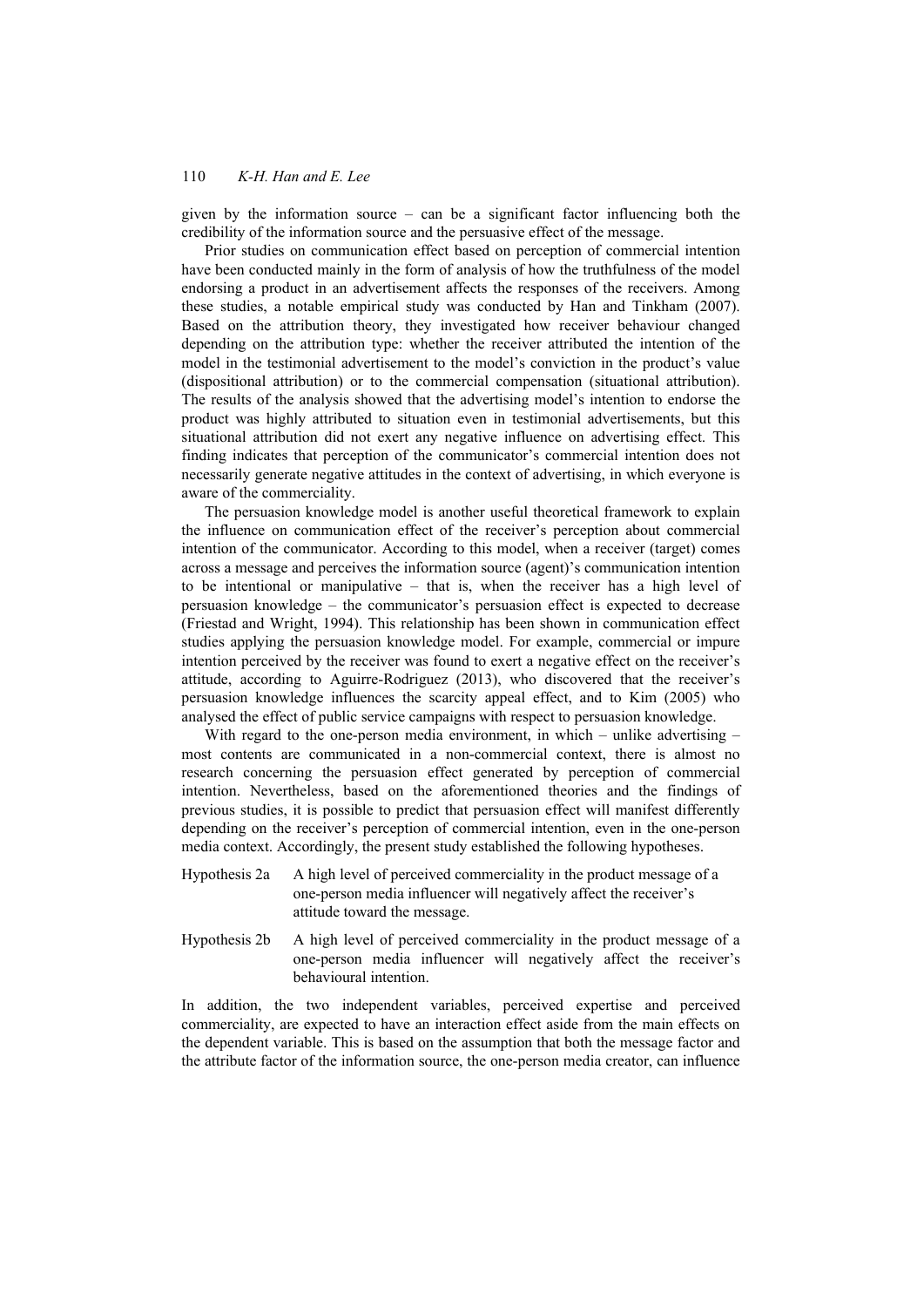given by the information source – can be a significant factor influencing both the credibility of the information source and the persuasive effect of the message.

Prior studies on communication effect based on perception of commercial intention have been conducted mainly in the form of analysis of how the truthfulness of the model endorsing a product in an advertisement affects the responses of the receivers. Among these studies, a notable empirical study was conducted by Han and Tinkham (2007). Based on the attribution theory, they investigated how receiver behaviour changed depending on the attribution type: whether the receiver attributed the intention of the model in the testimonial advertisement to the model's conviction in the product's value (dispositional attribution) or to the commercial compensation (situational attribution). The results of the analysis showed that the advertising model's intention to endorse the product was highly attributed to situation even in testimonial advertisements, but this situational attribution did not exert any negative influence on advertising effect. This finding indicates that perception of the communicator's commercial intention does not necessarily generate negative attitudes in the context of advertising, in which everyone is aware of the commerciality.

The persuasion knowledge model is another useful theoretical framework to explain the influence on communication effect of the receiver's perception about commercial intention of the communicator. According to this model, when a receiver (target) comes across a message and perceives the information source (agent)'s communication intention to be intentional or manipulative – that is, when the receiver has a high level of persuasion knowledge – the communicator's persuasion effect is expected to decrease (Friestad and Wright, 1994). This relationship has been shown in communication effect studies applying the persuasion knowledge model. For example, commercial or impure intention perceived by the receiver was found to exert a negative effect on the receiver's attitude, according to Aguirre-Rodriguez (2013), who discovered that the receiver's persuasion knowledge influences the scarcity appeal effect, and to Kim (2005) who analysed the effect of public service campaigns with respect to persuasion knowledge.

With regard to the one-person media environment, in which – unlike advertising – most contents are communicated in a non-commercial context, there is almost no research concerning the persuasion effect generated by perception of commercial intention. Nevertheless, based on the aforementioned theories and the findings of previous studies, it is possible to predict that persuasion effect will manifest differently depending on the receiver's perception of commercial intention, even in the one-person media context. Accordingly, the present study established the following hypotheses.

Hypothesis 2a A high level of perceived commerciality in the product message of a one-person media influencer will negatively affect the receiver's attitude toward the message.

Hypothesis 2b A high level of perceived commerciality in the product message of a one-person media influencer will negatively affect the receiver's behavioural intention.

In addition, the two independent variables, perceived expertise and perceived commerciality, are expected to have an interaction effect aside from the main effects on the dependent variable. This is based on the assumption that both the message factor and the attribute factor of the information source, the one-person media creator, can influence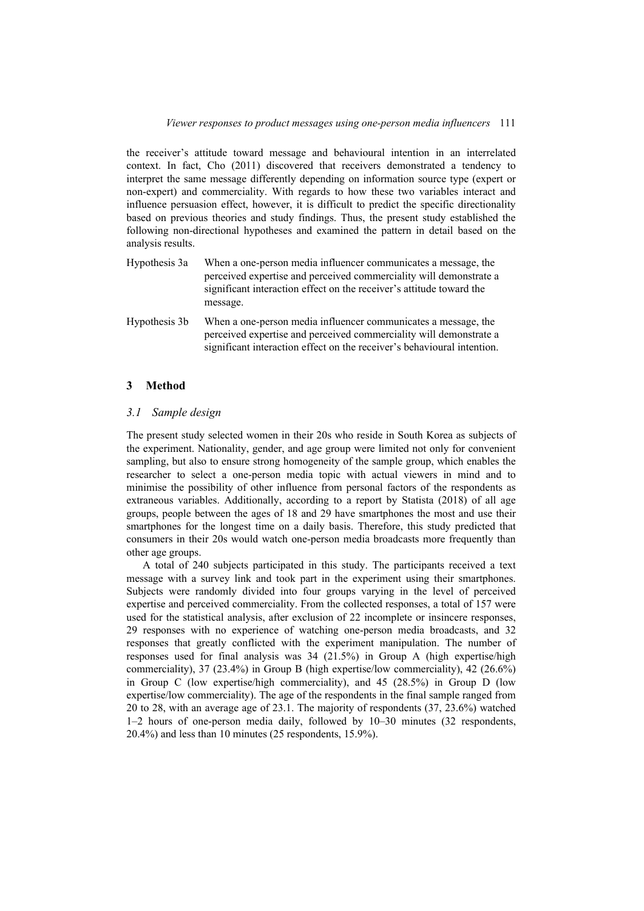the receiver's attitude toward message and behavioural intention in an interrelated context. In fact, Cho (2011) discovered that receivers demonstrated a tendency to interpret the same message differently depending on information source type (expert or non-expert) and commerciality. With regards to how these two variables interact and influence persuasion effect, however, it is difficult to predict the specific directionality based on previous theories and study findings. Thus, the present study established the following non-directional hypotheses and examined the pattern in detail based on the analysis results.

Hypothesis 3a When a one-person media influencer communicates a message, the perceived expertise and perceived commerciality will demonstrate a significant interaction effect on the receiver's attitude toward the message.

Hypothesis 3b When a one-person media influencer communicates a message, the perceived expertise and perceived commerciality will demonstrate a significant interaction effect on the receiver's behavioural intention.

## 3 Method

### *3.1 Sample design*

The present study selected women in their 20s who reside in South Korea as subjects of the experiment. Nationality, gender, and age group were limited not only for convenient sampling, but also to ensure strong homogeneity of the sample group, which enables the researcher to select a one-person media topic with actual viewers in mind and to minimise the possibility of other influence from personal factors of the respondents as extraneous variables. Additionally, according to a report by Statista (2018) of all age groups, people between the ages of 18 and 29 have smartphones the most and use their smartphones for the longest time on a daily basis. Therefore, this study predicted that consumers in their 20s would watch one-person media broadcasts more frequently than other age groups.

A total of 240 subjects participated in this study. The participants received a text message with a survey link and took part in the experiment using their smartphones. Subjects were randomly divided into four groups varying in the level of perceived expertise and perceived commerciality. From the collected responses, a total of 157 were used for the statistical analysis, after exclusion of 22 incomplete or insincere responses, 29 responses with no experience of watching one-person media broadcasts, and 32 responses that greatly conflicted with the experiment manipulation. The number of responses used for final analysis was 34 (21.5%) in Group A (high expertise/high commerciality), 37 (23.4%) in Group B (high expertise/low commerciality), 42 (26.6%) in Group C (low expertise/high commerciality), and 45 (28.5%) in Group D (low expertise/low commerciality). The age of the respondents in the final sample ranged from 20 to 28, with an average age of 23.1. The majority of respondents (37, 23.6%) watched 1–2 hours of one-person media daily, followed by 10–30 minutes (32 respondents, 20.4%) and less than 10 minutes (25 respondents, 15.9%).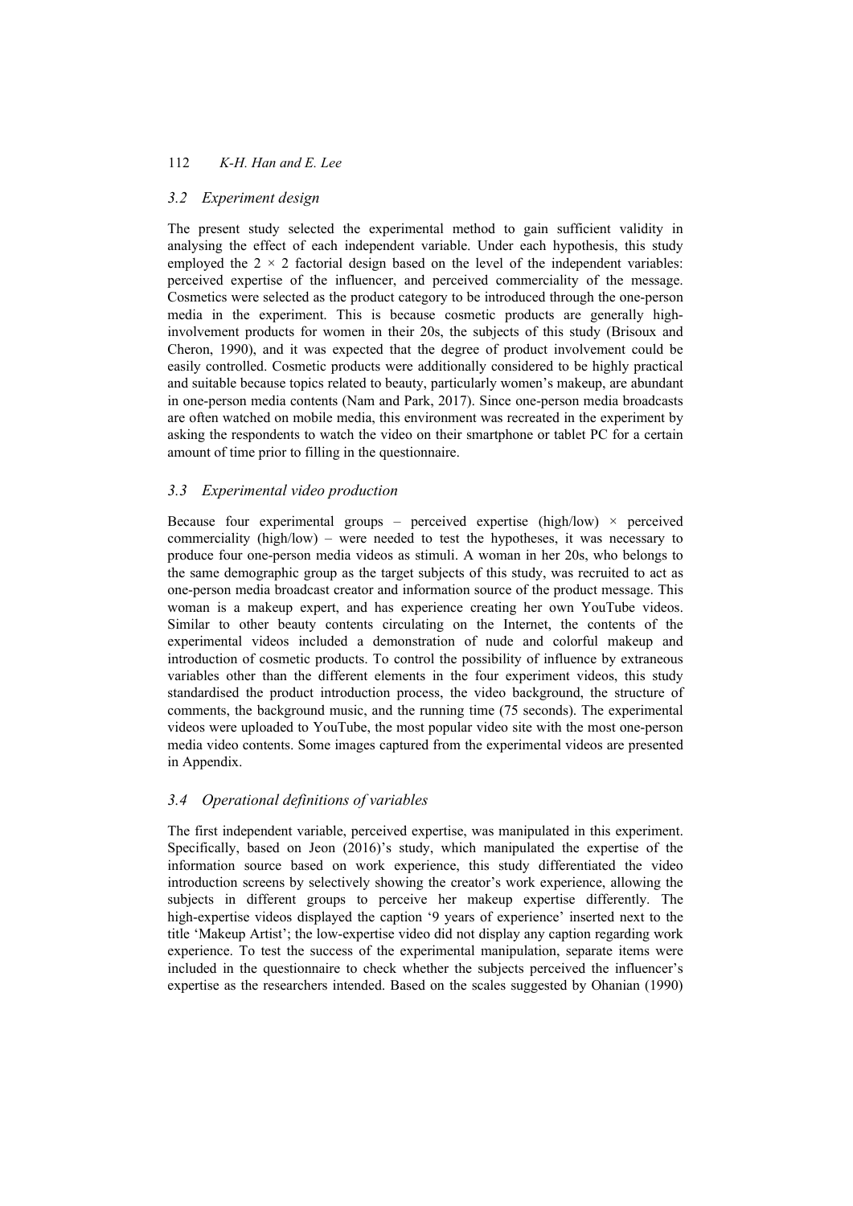### *3.2 Experiment design*

The present study selected the experimental method to gain sufficient validity in analysing the effect of each independent variable. Under each hypothesis, this study employed the $2 \times 2$ factorial design based on the level of the independent variables: perceived expertise of the influencer, and perceived commerciality of the message. Cosmetics were selected as the product category to be introduced through the one-person media in the experiment. This is because cosmetic products are generally high-involvement products for women in their 20s, the subjects of this study (Brisoux and Cheron, 1990), and it was expected that the degree of product involvement could be easily controlled. Cosmetic products were additionally considered to be highly practical and suitable because topics related to beauty, particularly women's makeup, are abundant in one-person media contents (Nam and Park, 2017). Since one-person media broadcasts are often watched on mobile media, this environment was recreated in the experiment by asking the respondents to watch the video on their smartphone or tablet PC for a certain amount of time prior to filling in the questionnaire.

### *3.3 Experimental video production*

Because four experimental groups – perceived expertise (high/low) × perceived commerciality (high/low) – were needed to test the hypotheses, it was necessary to produce four one-person media videos as stimuli. A woman in her 20s, who belongs to the same demographic group as the target subjects of this study, was recruited to act as one-person media broadcast creator and information source of the product message. This woman is a makeup expert, and has experience creating her own YouTube videos. Similar to other beauty contents circulating on the Internet, the contents of the experimental videos included a demonstration of nude and colorful makeup and introduction of cosmetic products. To control the possibility of influence by extraneous variables other than the different elements in the four experiment videos, this study standardised the product introduction process, the video background, the structure of comments, the background music, and the running time (75 seconds). The experimental videos were uploaded to YouTube, the most popular video site with the most one-person media video contents. Some images captured from the experimental videos are presented in Appendix.

### *3.4 Operational definitions of variables*

The first independent variable, perceived expertise, was manipulated in this experiment. Specifically, based on Jeon (2016)'s study, which manipulated the expertise of the information source based on work experience, this study differentiated the video introduction screens by selectively showing the creator's work experience, allowing the subjects in different groups to perceive her makeup expertise differently. The high-expertise videos displayed the caption '9 years of experience' inserted next to the title 'Makeup Artist'; the low-expertise video did not display any caption regarding work experience. To test the success of the experimental manipulation, separate items were included in the questionnaire to check whether the subjects perceived the influencer's expertise as the researchers intended. Based on the scales suggested by Ohanian (1990)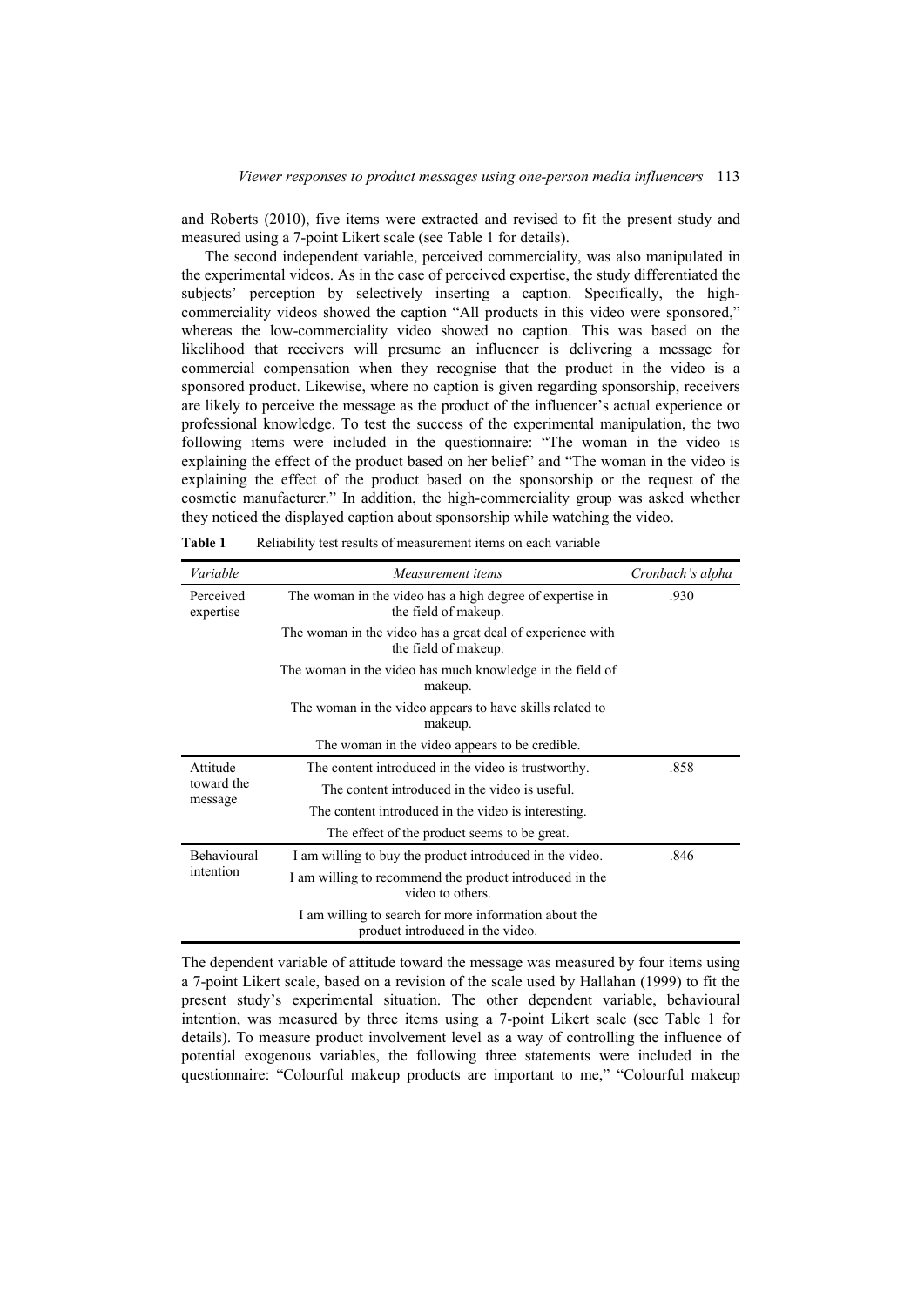and Roberts (2010), five items were extracted and revised to fit the present study and measured using a 7-point Likert scale (see Table 1 for details).

The second independent variable, perceived commerciality, was also manipulated in the experimental videos. As in the case of perceived expertise, the study differentiated the subjects' perception by selectively inserting a caption. Specifically, the high-commerciality videos showed the caption "All products in this video were sponsored," whereas the low-commerciality video showed no caption. This was based on the likelihood that receivers will presume an influencer is delivering a message for commercial compensation when they recognise that the product in the video is a sponsored product. Likewise, where no caption is given regarding sponsorship, receivers are likely to perceive the message as the product of the influencer's actual experience or professional knowledge. To test the success of the experimental manipulation, the two following items were included in the questionnaire: "The woman in the video is explaining the effect of the product based on her belief" and "The woman in the video is explaining the effect of the product based on the sponsorship or the request of the cosmetic manufacturer." In addition, the high-commerciality group was asked whether they noticed the displayed caption about sponsorship while watching the video.

**Table 1** Reliability test results of measurement items on each variable

| *Variable* | *Measurement items* | *Cronbach's alpha* |
|---|---|---|
| Perceived expertise | The woman in the video has a high degree of expertise in the field of makeup. | .930 |
| | The woman in the video has a great deal of experience with the field of makeup. | |
| | The woman in the video has much knowledge in the field of makeup. | |
| | The woman in the video appears to have skills related to makeup. | |
| | The woman in the video appears to be credible. | |
| Attitude toward the message | The content introduced in the video is trustworthy. | .858 |
| | The content introduced in the video is useful. | |
| | The content introduced in the video is interesting. | |
| | The effect of the product seems to be great. | |
| Behavioural intention | I am willing to buy the product introduced in the video. | .846 |
| | I am willing to recommend the product introduced in the video to others. | |
| | I am willing to search for more information about the product introduced in the video. | |

The dependent variable of attitude toward the message was measured by four items using a 7-point Likert scale, based on a revision of the scale used by Hallahan (1999) to fit the present study's experimental situation. The other dependent variable, behavioural intention, was measured by three items using a 7-point Likert scale (see Table 1 for details). To measure product involvement level as a way of controlling the influence of potential exogenous variables, the following three statements were included in the questionnaire: "Colourful makeup products are important to me," "Colourful makeup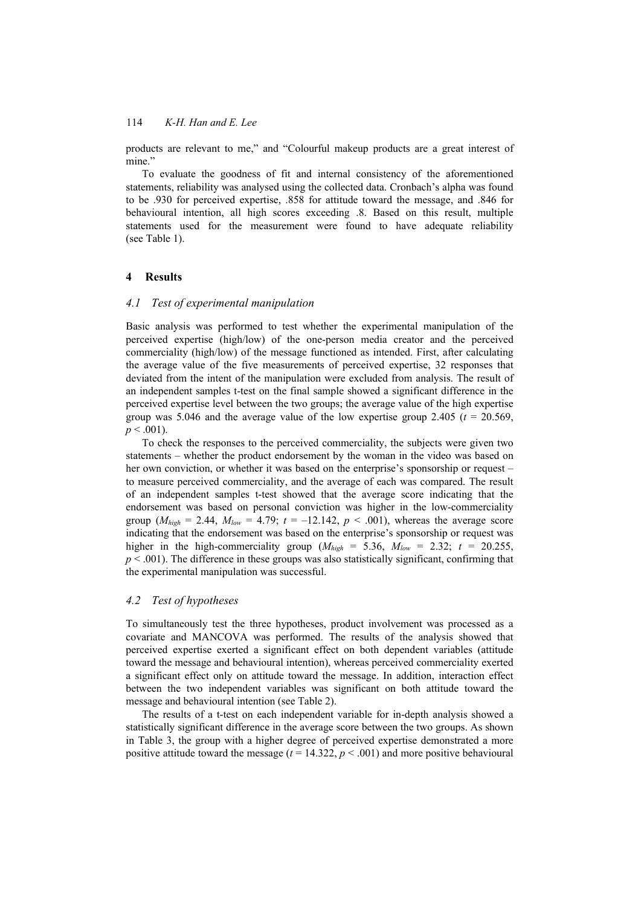products are relevant to me," and "Colourful makeup products are a great interest of mine."

To evaluate the goodness of fit and internal consistency of the aforementioned statements, reliability was analysed using the collected data. Cronbach's alpha was found to be .930 for perceived expertise, .858 for attitude toward the message, and .846 for behavioural intention, all high scores exceeding .8. Based on this result, multiple statements used for the measurement were found to have adequate reliability (see Table 1).

## 4 Results

### 4.1 Test of experimental manipulation

Basic analysis was performed to test whether the experimental manipulation of the perceived expertise (high/low) of the one-person media creator and the perceived commerciality (high/low) of the message functioned as intended. First, after calculating the average value of the five measurements of perceived expertise, 32 responses that deviated from the intent of the manipulation were excluded from analysis. The result of an independent samples t-test on the final sample showed a significant difference in the perceived expertise level between the two groups; the average value of the high expertise group was 5.046 and the average value of the low expertise group 2.405 ($t$ = 20.569, $p < .001$).

To check the responses to the perceived commerciality, the subjects were given two statements – whether the product endorsement by the woman in the video was based on her own conviction, or whether it was based on the enterprise's sponsorship or request – to measure perceived commerciality, and the average of each was compared. The result of an independent samples t-test showed that the average score indicating that the endorsement was based on personal conviction was higher in the low-commerciality group ($M_{high}$ = 2.44, $M_{low}$ = 4.79; $t$ = –12.142, $p < .001$), whereas the average score indicating that the endorsement was based on the enterprise's sponsorship or request was higher in the high-commerciality group ($M_{high}$ = 5.36, $M_{low}$ = 2.32; $t$ = 20.255, $p < .001$). The difference in these groups was also statistically significant, confirming that the experimental manipulation was successful.

### 4.2 Test of hypotheses

To simultaneously test the three hypotheses, product involvement was processed as a covariate and MANCOVA was performed. The results of the analysis showed that perceived expertise exerted a significant effect on both dependent variables (attitude toward the message and behavioural intention), whereas perceived commerciality exerted a significant effect only on attitude toward the message. In addition, interaction effect between the two independent variables was significant on both attitude toward the message and behavioural intention (see Table 2).

The results of a t-test on each independent variable for in-depth analysis showed a statistically significant difference in the average score between the two groups. As shown in Table 3, the group with a higher degree of perceived expertise demonstrated a more positive attitude toward the message ($t$ = 14.322, $p < .001$) and more positive behavioural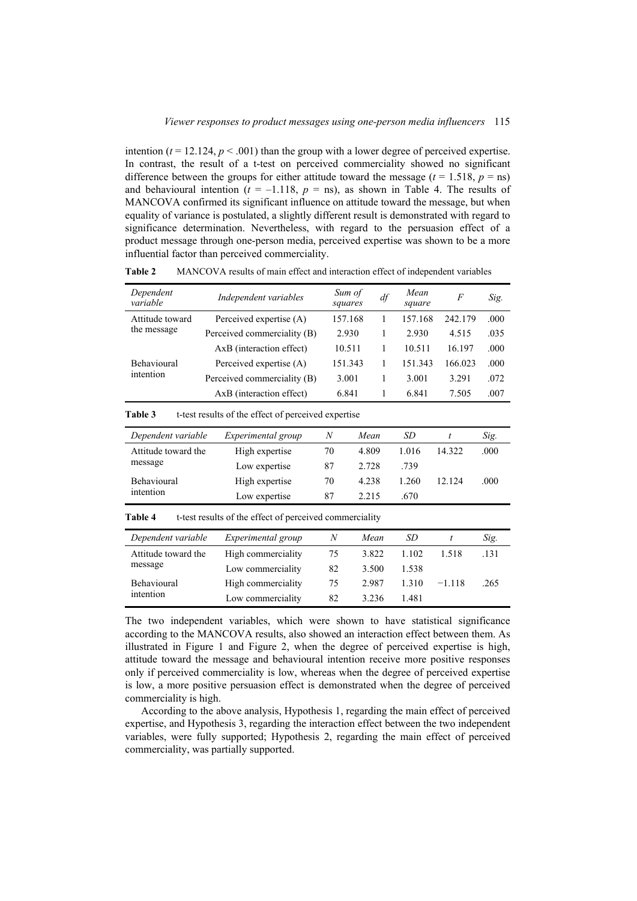intention ($t$ = 12.124, $p$ < .001) than the group with a lower degree of perceived expertise. In contrast, the result of a t-test on perceived commerciality showed no significant difference between the groups for either attitude toward the message ($t$ = 1.518, $p$ = ns) and behavioural intention ($t$ = –1.118, $p$ = ns), as shown in Table 4. The results of MANCOVA confirmed its significant influence on attitude toward the message, but when equality of variance is postulated, a slightly different result is demonstrated with regard to significance determination. Nevertheless, with regard to the persuasion effect of a product message through one-person media, perceived expertise was shown to be a more influential factor than perceived commerciality.

**Table 2** MANCOVA results of main effect and interaction effect of independent variables

| *Dependent variable* | *Independent variables* | *Sum of squares* | *df* | *Mean square* | *F* | *Sig.* |
|---|---|---|---|---|---|---|
| Attitude toward the message | Perceived expertise (A) | 157.168 | 1 | 157.168 | 242.179 | .000 |
| | Perceived commerciality (B) | 2.930 | 1 | 2.930 | 4.515 | .035 |
| | AxB (interaction effect) | 10.511 | 1 | 10.511 | 16.197 | .000 |
| Behavioural intention | Perceived expertise (A) | 151.343 | 1 | 151.343 | 166.023 | .000 |
| | Perceived commerciality (B) | 3.001 | 1 | 3.001 | 3.291 | .072 |
| | AxB (interaction effect) | 6.841 | 1 | 6.841 | 7.505 | .007 |

**Table 3** t-test results of the effect of perceived expertise

| *Dependent variable* | *Experimental group* | *N* | *Mean* | *SD* | *t* | *Sig.* |
|---|---|---|---|---|---|---|
| Attitude toward the message | High expertise | 70 | 4.809 | 1.016 | 14.322 | .000 |
| | Low expertise | 87 | 2.728 | .739 | | |
| Behavioural intention | High expertise | 70 | 4.238 | 1.260 | 12.124 | .000 |
| | Low expertise | 87 | 2.215 | .670 | | |

**Table 4** t-test results of the effect of perceived commerciality

| *Dependent variable* | *Experimental group* | *N* | *Mean* | *SD* | *t* | *Sig.* |
|---|---|---|---|---|---|---|
| Attitude toward the message | High commerciality | 75 | 3.822 | 1.102 | 1.518 | .131 |
| | Low commerciality | 82 | 3.500 | 1.538 | | |
| Behavioural intention | High commerciality | 75 | 2.987 | 1.310 | −1.118 | .265 |
| | Low commerciality | 82 | 3.236 | 1.481 | | |

The two independent variables, which were shown to have statistical significance according to the MANCOVA results, also showed an interaction effect between them. As illustrated in Figure 1 and Figure 2, when the degree of perceived expertise is high, attitude toward the message and behavioural intention receive more positive responses only if perceived commerciality is low, whereas when the degree of perceived expertise is low, a more positive persuasion effect is demonstrated when the degree of perceived commerciality is high.

According to the above analysis, Hypothesis 1, regarding the main effect of perceived expertise, and Hypothesis 3, regarding the interaction effect between the two independent variables, were fully supported; Hypothesis 2, regarding the main effect of perceived commerciality, was partially supported.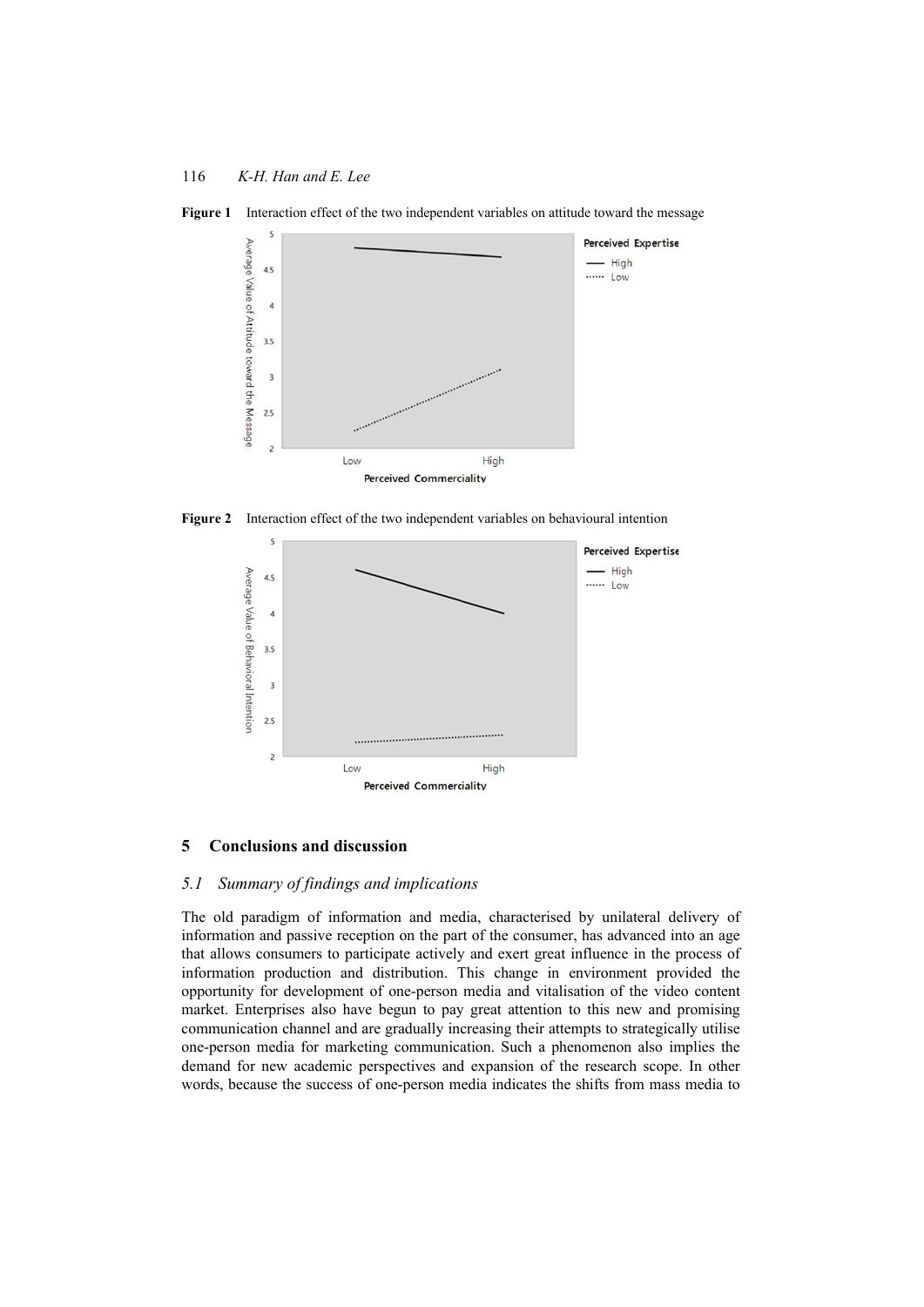**Figure 1** Interaction effect of the two independent variables on attitude toward the message

**Figure 2** Interaction effect of the two independent variables on behavioural intention

## 5 Conclusions and discussion

### *5.1 Summary of findings and implications*

The old paradigm of information and media, characterised by unilateral delivery of information and passive reception on the part of the consumer, has advanced into an age that allows consumers to participate actively and exert great influence in the process of information production and distribution. This change in environment provided the opportunity for development of one-person media and vitalisation of the video content market. Enterprises also have begun to pay great attention to this new and promising communication channel and are gradually increasing their attempts to strategically utilise one-person media for marketing communication. Such a phenomenon also implies the demand for new academic perspectives and expansion of the research scope. In other words, because the success of one-person media indicates the shifts from mass media to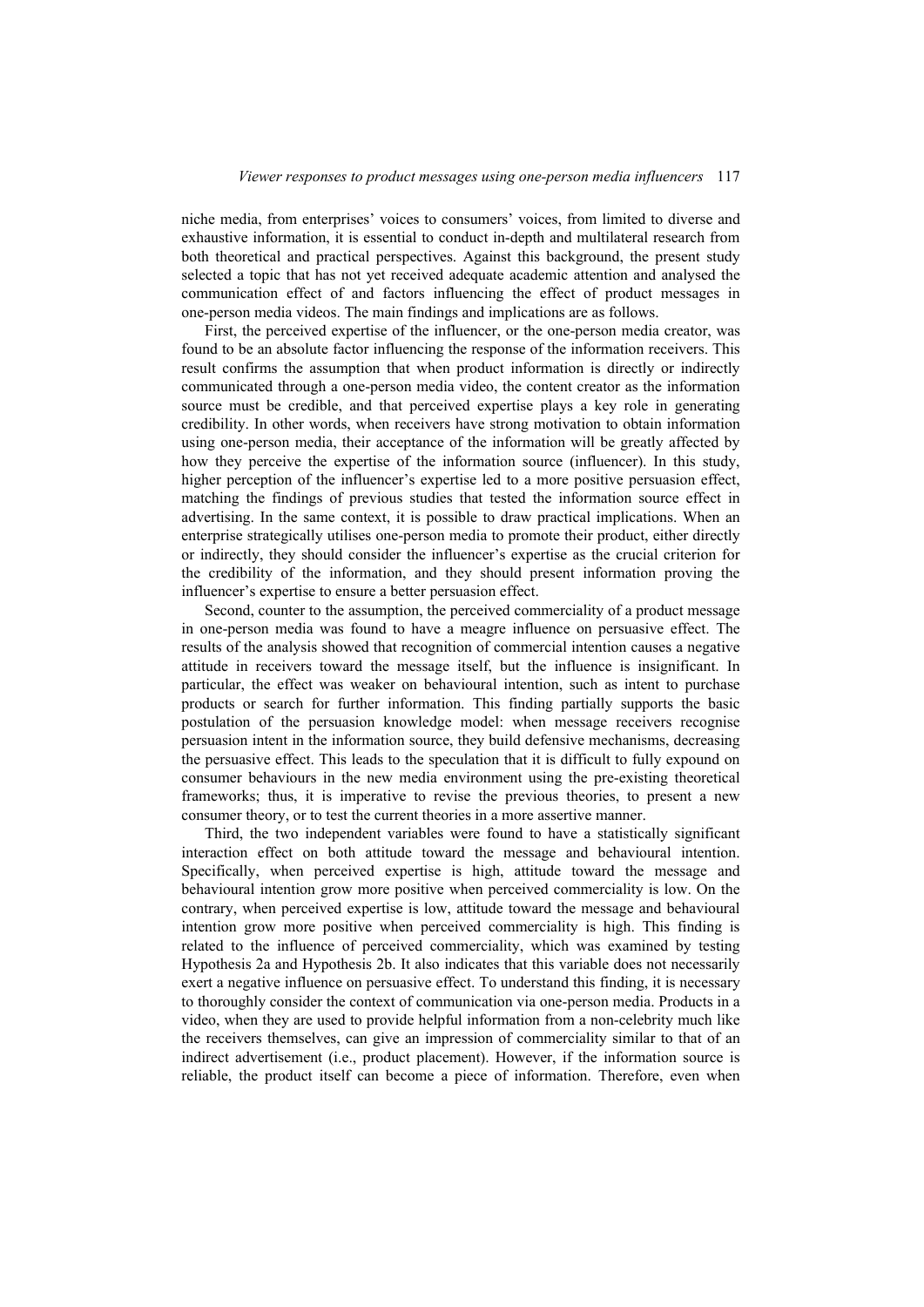niche media, from enterprises' voices to consumers' voices, from limited to diverse and exhaustive information, it is essential to conduct in-depth and multilateral research from both theoretical and practical perspectives. Against this background, the present study selected a topic that has not yet received adequate academic attention and analysed the communication effect of and factors influencing the effect of product messages in one-person media videos. The main findings and implications are as follows.

First, the perceived expertise of the influencer, or the one-person media creator, was found to be an absolute factor influencing the response of the information receivers. This result confirms the assumption that when product information is directly or indirectly communicated through a one-person media video, the content creator as the information source must be credible, and that perceived expertise plays a key role in generating credibility. In other words, when receivers have strong motivation to obtain information using one-person media, their acceptance of the information will be greatly affected by how they perceive the expertise of the information source (influencer). In this study, higher perception of the influencer's expertise led to a more positive persuasion effect, matching the findings of previous studies that tested the information source effect in advertising. In the same context, it is possible to draw practical implications. When an enterprise strategically utilises one-person media to promote their product, either directly or indirectly, they should consider the influencer's expertise as the crucial criterion for the credibility of the information, and they should present information proving the influencer's expertise to ensure a better persuasion effect.

Second, counter to the assumption, the perceived commerciality of a product message in one-person media was found to have a meagre influence on persuasive effect. The results of the analysis showed that recognition of commercial intention causes a negative attitude in receivers toward the message itself, but the influence is insignificant. In particular, the effect was weaker on behavioural intention, such as intent to purchase products or search for further information. This finding partially supports the basic postulation of the persuasion knowledge model: when message receivers recognise persuasion intent in the information source, they build defensive mechanisms, decreasing the persuasive effect. This leads to the speculation that it is difficult to fully expound on consumer behaviours in the new media environment using the pre-existing theoretical frameworks; thus, it is imperative to revise the previous theories, to present a new consumer theory, or to test the current theories in a more assertive manner.

Third, the two independent variables were found to have a statistically significant interaction effect on both attitude toward the message and behavioural intention. Specifically, when perceived expertise is high, attitude toward the message and behavioural intention grow more positive when perceived commerciality is low. On the contrary, when perceived expertise is low, attitude toward the message and behavioural intention grow more positive when perceived commerciality is high. This finding is related to the influence of perceived commerciality, which was examined by testing Hypothesis 2a and Hypothesis 2b. It also indicates that this variable does not necessarily exert a negative influence on persuasive effect. To understand this finding, it is necessary to thoroughly consider the context of communication via one-person media. Products in a video, when they are used to provide helpful information from a non-celebrity much like the receivers themselves, can give an impression of commerciality similar to that of an indirect advertisement (i.e., product placement). However, if the information source is reliable, the product itself can become a piece of information. Therefore, even when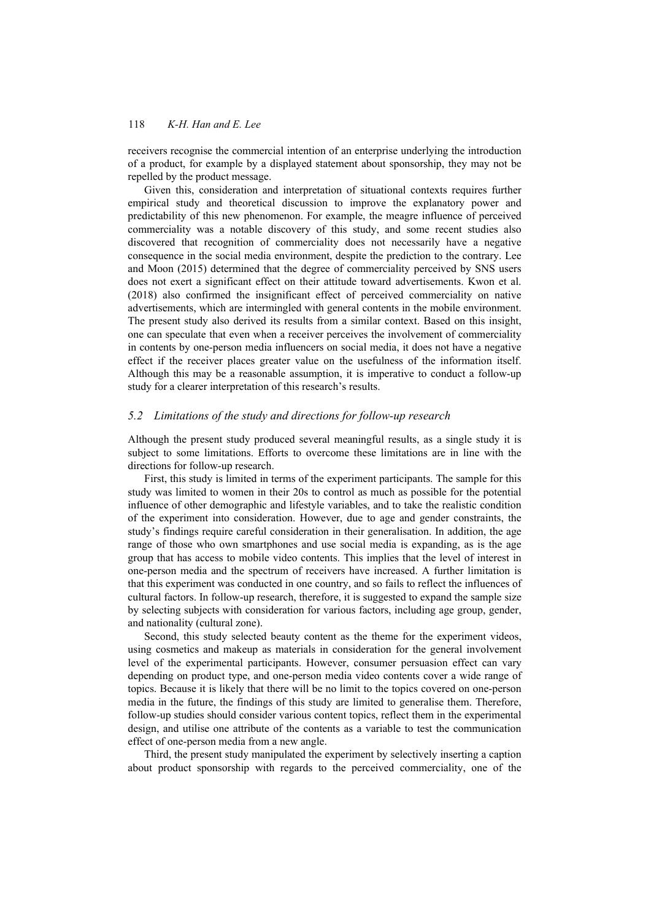receivers recognise the commercial intention of an enterprise underlying the introduction of a product, for example by a displayed statement about sponsorship, they may not be repelled by the product message.

Given this, consideration and interpretation of situational contexts requires further empirical study and theoretical discussion to improve the explanatory power and predictability of this new phenomenon. For example, the meagre influence of perceived commerciality was a notable discovery of this study, and some recent studies also discovered that recognition of commerciality does not necessarily have a negative consequence in the social media environment, despite the prediction to the contrary. Lee and Moon (2015) determined that the degree of commerciality perceived by SNS users does not exert a significant effect on their attitude toward advertisements. Kwon et al. (2018) also confirmed the insignificant effect of perceived commerciality on native advertisements, which are intermingled with general contents in the mobile environment. The present study also derived its results from a similar context. Based on this insight, one can speculate that even when a receiver perceives the involvement of commerciality in contents by one-person media influencers on social media, it does not have a negative effect if the receiver places greater value on the usefulness of the information itself. Although this may be a reasonable assumption, it is imperative to conduct a follow-up study for a clearer interpretation of this research's results.

## 5.2 Limitations of the study and directions for follow-up research

Although the present study produced several meaningful results, as a single study it is subject to some limitations. Efforts to overcome these limitations are in line with the directions for follow-up research.

First, this study is limited in terms of the experiment participants. The sample for this study was limited to women in their 20s to control as much as possible for the potential influence of other demographic and lifestyle variables, and to take the realistic condition of the experiment into consideration. However, due to age and gender constraints, the study's findings require careful consideration in their generalisation. In addition, the age range of those who own smartphones and use social media is expanding, as is the age group that has access to mobile video contents. This implies that the level of interest in one-person media and the spectrum of receivers have increased. A further limitation is that this experiment was conducted in one country, and so fails to reflect the influences of cultural factors. In follow-up research, therefore, it is suggested to expand the sample size by selecting subjects with consideration for various factors, including age group, gender, and nationality (cultural zone).

Second, this study selected beauty content as the theme for the experiment videos, using cosmetics and makeup as materials in consideration for the general involvement level of the experimental participants. However, consumer persuasion effect can vary depending on product type, and one-person media video contents cover a wide range of topics. Because it is likely that there will be no limit to the topics covered on one-person media in the future, the findings of this study are limited to generalise them. Therefore, follow-up studies should consider various content topics, reflect them in the experimental design, and utilise one attribute of the contents as a variable to test the communication effect of one-person media from a new angle.

Third, the present study manipulated the experiment by selectively inserting a caption about product sponsorship with regards to the perceived commerciality, one of the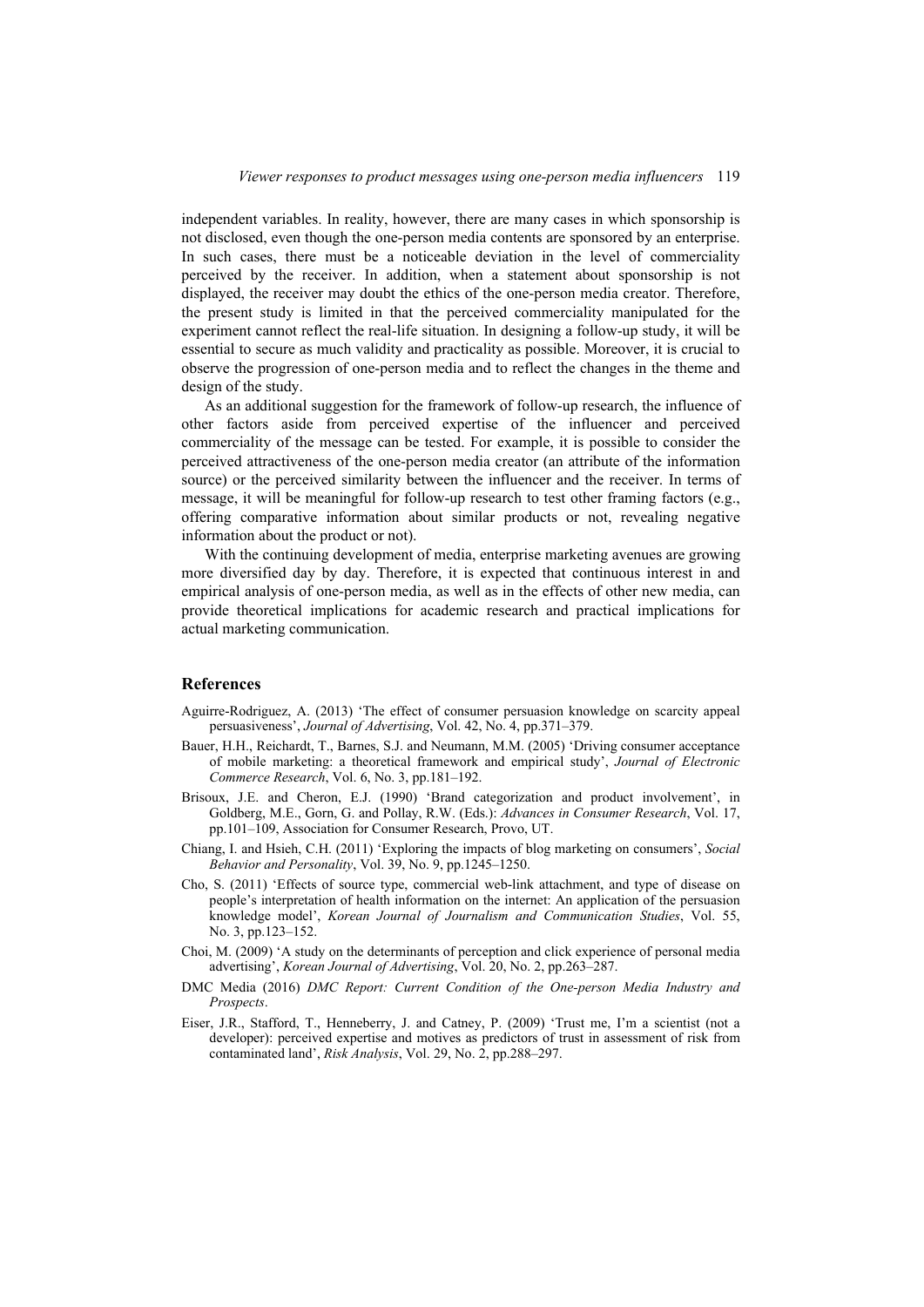independent variables. In reality, however, there are many cases in which sponsorship is not disclosed, even though the one-person media contents are sponsored by an enterprise. In such cases, there must be a noticeable deviation in the level of commerciality perceived by the receiver. In addition, when a statement about sponsorship is not displayed, the receiver may doubt the ethics of the one-person media creator. Therefore, the present study is limited in that the perceived commerciality manipulated for the experiment cannot reflect the real-life situation. In designing a follow-up study, it will be essential to secure as much validity and practicality as possible. Moreover, it is crucial to observe the progression of one-person media and to reflect the changes in the theme and design of the study.

As an additional suggestion for the framework of follow-up research, the influence of other factors aside from perceived expertise of the influencer and perceived commerciality of the message can be tested. For example, it is possible to consider the perceived attractiveness of the one-person media creator (an attribute of the information source) or the perceived similarity between the influencer and the receiver. In terms of message, it will be meaningful for follow-up research to test other framing factors (e.g., offering comparative information about similar products or not, revealing negative information about the product or not).

With the continuing development of media, enterprise marketing avenues are growing more diversified day by day. Therefore, it is expected that continuous interest in and empirical analysis of one-person media, as well as in the effects of other new media, can provide theoretical implications for academic research and practical implications for actual marketing communication.

## References

Aguirre-Rodriguez, A. (2013) 'The effect of consumer persuasion knowledge on scarcity appeal persuasiveness', *Journal of Advertising*, Vol. 42, No. 4, pp.371–379.

Bauer, H.H., Reichardt, T., Barnes, S.J. and Neumann, M.M. (2005) 'Driving consumer acceptance of mobile marketing: a theoretical framework and empirical study', *Journal of Electronic Commerce Research*, Vol. 6, No. 3, pp.181–192.

Brisoux, J.E. and Cheron, E.J. (1990) 'Brand categorization and product involvement', in Goldberg, M.E., Gorn, G. and Pollay, R.W. (Eds.): *Advances in Consumer Research*, Vol. 17, pp.101–109, Association for Consumer Research, Provo, UT.

Chiang, I. and Hsieh, C.H. (2011) 'Exploring the impacts of blog marketing on consumers', *Social Behavior and Personality*, Vol. 39, No. 9, pp.1245–1250.

Cho, S. (2011) 'Effects of source type, commercial web-link attachment, and type of disease on people's interpretation of health information on the internet: An application of the persuasion knowledge model', *Korean Journal of Journalism and Communication Studies*, Vol. 55, No. 3, pp.123–152.

Choi, M. (2009) 'A study on the determinants of perception and click experience of personal media advertising', *Korean Journal of Advertising*, Vol. 20, No. 2, pp.263–287.

DMC Media (2016) *DMC Report: Current Condition of the One-person Media Industry and Prospects*.

Eiser, J.R., Stafford, T., Henneberry, J. and Catney, P. (2009) 'Trust me, I'm a scientist (not a developer): perceived expertise and motives as predictors of trust in assessment of risk from contaminated land', *Risk Analysis*, Vol. 29, No. 2, pp.288–297.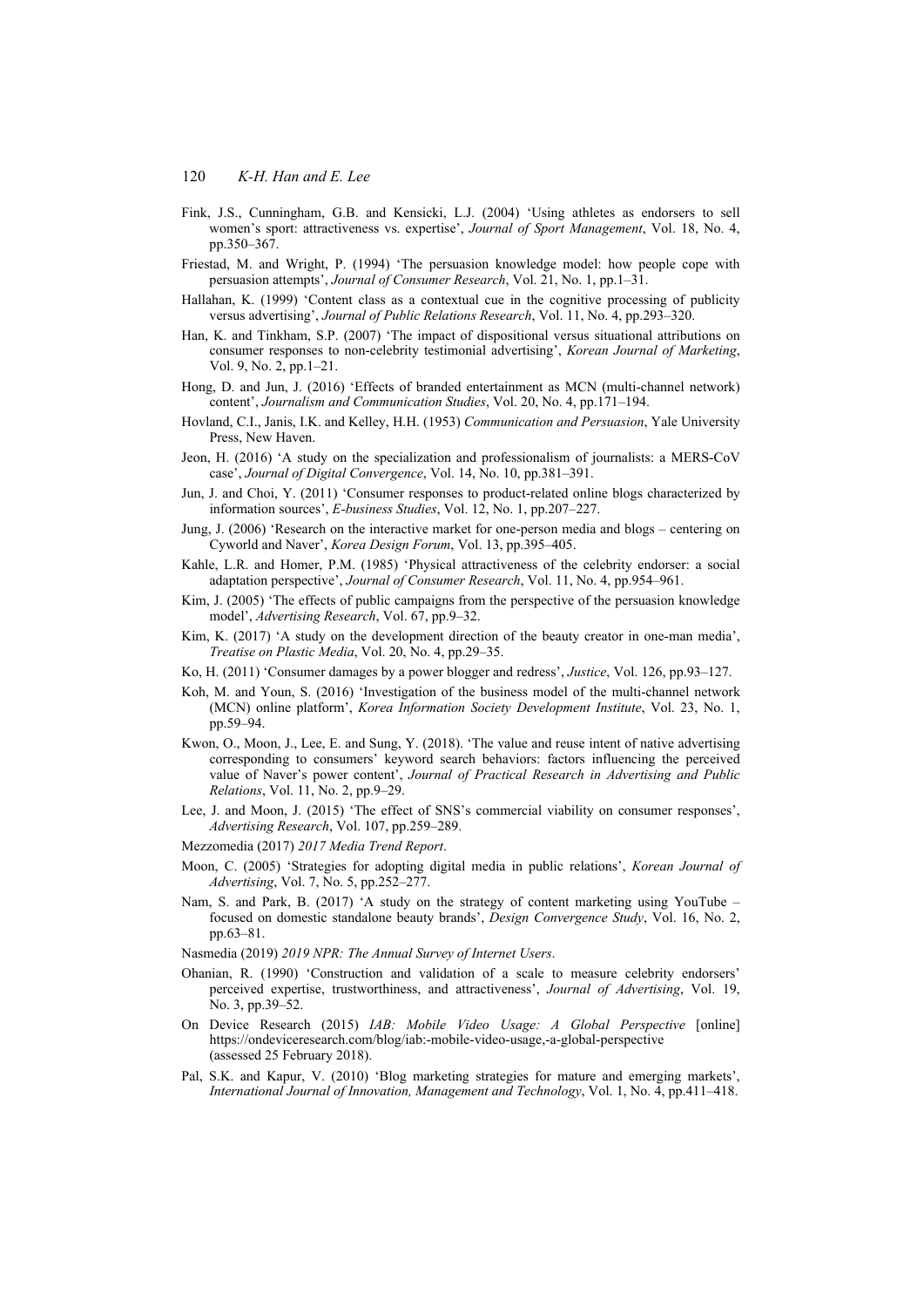Fink, J.S., Cunningham, G.B. and Kensicki, L.J. (2004) 'Using athletes as endorsers to sell women's sport: attractiveness vs. expertise', *Journal of Sport Management*, Vol. 18, No. 4, pp.350–367.

Friestad, M. and Wright, P. (1994) 'The persuasion knowledge model: how people cope with persuasion attempts', *Journal of Consumer Research*, Vol. 21, No. 1, pp.1–31.

Hallahan, K. (1999) 'Content class as a contextual cue in the cognitive processing of publicity versus advertising', *Journal of Public Relations Research*, Vol. 11, No. 4, pp.293–320.

Han, K. and Tinkham, S.P. (2007) 'The impact of dispositional versus situational attributions on consumer responses to non-celebrity testimonial advertising', *Korean Journal of Marketing*, Vol. 9, No. 2, pp.1–21.

Hong, D. and Jun, J. (2016) 'Effects of branded entertainment as MCN (multi-channel network) content', *Journalism and Communication Studies*, Vol. 20, No. 4, pp.171–194.

Hovland, C.I., Janis, I.K. and Kelley, H.H. (1953) *Communication and Persuasion*, Yale University Press, New Haven.

Jeon, H. (2016) 'A study on the specialization and professionalism of journalists: a MERS-CoV case', *Journal of Digital Convergence*, Vol. 14, No. 10, pp.381–391.

Jun, J. and Choi, Y. (2011) 'Consumer responses to product-related online blogs characterized by information sources', *E-business Studies*, Vol. 12, No. 1, pp.207–227.

Jung, J. (2006) 'Research on the interactive market for one-person media and blogs – centering on Cyworld and Naver', *Korea Design Forum*, Vol. 13, pp.395–405.

Kahle, L.R. and Homer, P.M. (1985) 'Physical attractiveness of the celebrity endorser: a social adaptation perspective', *Journal of Consumer Research*, Vol. 11, No. 4, pp.954–961.

Kim, J. (2005) 'The effects of public campaigns from the perspective of the persuasion knowledge model', *Advertising Research*, Vol. 67, pp.9–32.

Kim, K. (2017) 'A study on the development direction of the beauty creator in one-man media', *Treatise on Plastic Media*, Vol. 20, No. 4, pp.29–35.

Ko, H. (2011) 'Consumer damages by a power blogger and redress', *Justice*, Vol. 126, pp.93–127.

Koh, M. and Youn, S. (2016) 'Investigation of the business model of the multi-channel network (MCN) online platform', *Korea Information Society Development Institute*, Vol. 23, No. 1, pp.59–94.

Kwon, O., Moon, J., Lee, E. and Sung, Y. (2018). 'The value and reuse intent of native advertising corresponding to consumers' keyword search behaviors: factors influencing the perceived value of Naver's power content', *Journal of Practical Research in Advertising and Public Relations*, Vol. 11, No. 2, pp.9–29.

Lee, J. and Moon, J. (2015) 'The effect of SNS's commercial viability on consumer responses', *Advertising Research*, Vol. 107, pp.259–289.

Mezzomedia (2017) *2017 Media Trend Report*.

Moon, C. (2005) 'Strategies for adopting digital media in public relations', *Korean Journal of Advertising*, Vol. 7, No. 5, pp.252–277.

Nam, S. and Park, B. (2017) 'A study on the strategy of content marketing using YouTube – focused on domestic standalone beauty brands', *Design Convergence Study*, Vol. 16, No. 2, pp.63–81.

Nasmedia (2019) *2019 NPR: The Annual Survey of Internet Users*.

Ohanian, R. (1990) 'Construction and validation of a scale to measure celebrity endorsers' perceived expertise, trustworthiness, and attractiveness', *Journal of Advertising*, Vol. 19, No. 3, pp.39–52.

On Device Research (2015) *IAB: Mobile Video Usage: A Global Perspective* [online] https://ondeviceresearch.com/blog/iab:-mobile-video-usage,-a-global-perspective (assessed 25 February 2018).

Pal, S.K. and Kapur, V. (2010) 'Blog marketing strategies for mature and emerging markets', *International Journal of Innovation, Management and Technology*, Vol. 1, No. 4, pp.411–418.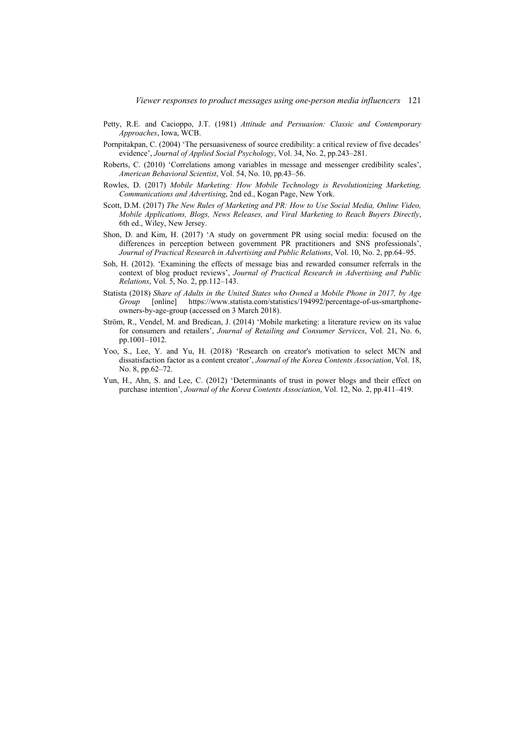Petty, R.E. and Cacioppo, J.T. (1981) *Attitude and Persuasion: Classic and Contemporary Approaches*, Iowa, WCB.

Pornpitakpan, C. (2004) 'The persuasiveness of source credibility: a critical review of five decades' evidence', *Journal of Applied Social Psychology*, Vol. 34, No. 2, pp.243–281.

Roberts, C. (2010) 'Correlations among variables in message and messenger credibility scales', *American Behavioral Scientist*, Vol. 54, No. 10, pp.43–56.

Rowles, D. (2017) *Mobile Marketing: How Mobile Technology is Revolutionizing Marketing, Communications and Advertising*, 2nd ed., Kogan Page, New York.

Scott, D.M. (2017) *The New Rules of Marketing and PR: How to Use Social Media, Online Video, Mobile Applications, Blogs, News Releases, and Viral Marketing to Reach Buyers Directly*, 6th ed., Wiley, New Jersey.

Shon, D. and Kim, H. (2017) 'A study on government PR using social media: focused on the differences in perception between government PR practitioners and SNS professionals', *Journal of Practical Research in Advertising and Public Relations*, Vol. 10, No. 2, pp.64–95.

Soh, H. (2012). 'Examining the effects of message bias and rewarded consumer referrals in the context of blog product reviews', *Journal of Practical Research in Advertising and Public Relations*, Vol. 5, No. 2, pp.112–143.

Statista (2018) *Share of Adults in the United States who Owned a Mobile Phone in 2017, by Age Group* [online] https://www.statista.com/statistics/194992/percentage-of-us-smartphone-owners-by-age-group (accessed on 3 March 2018).

Ström, R., Vendel, M. and Bredican, J. (2014) 'Mobile marketing: a literature review on its value for consumers and retailers', *Journal of Retailing and Consumer Services*, Vol. 21, No. 6, pp.1001–1012.

Yoo, S., Lee, Y. and Yu, H. (2018) 'Research on creator's motivation to select MCN and dissatisfaction factor as a content creator', *Journal of the Korea Contents Association*, Vol. 18, No. 8, pp.62–72.

Yun, H., Ahn, S. and Lee, C. (2012) 'Determinants of trust in power blogs and their effect on purchase intention', *Journal of the Korea Contents Association*, Vol. 12, No. 2, pp.411–419.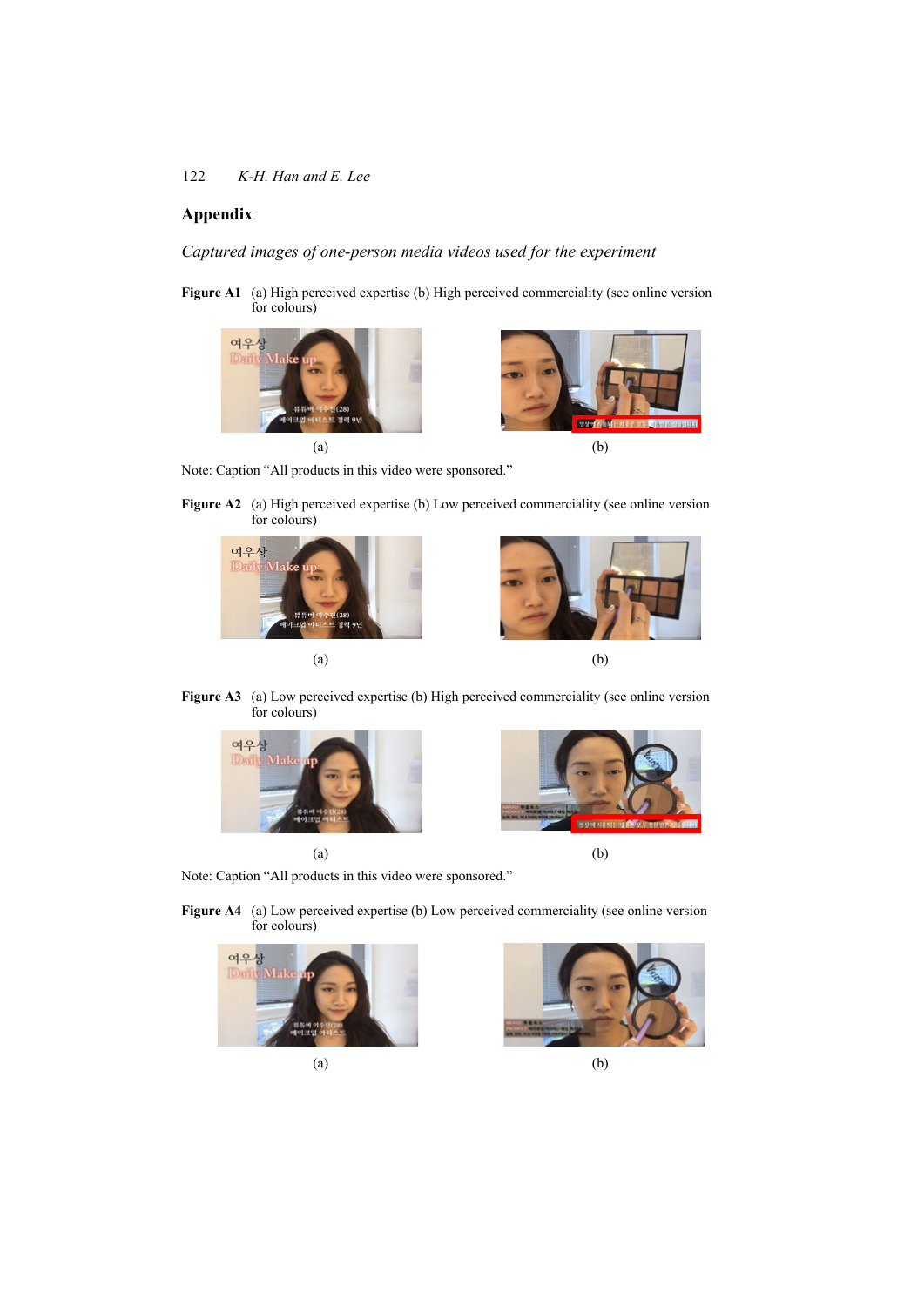## Appendix

*Captured images of one-person media videos used for the experiment*

**Figure A1** (a) High perceived expertise (b) High perceived commerciality (see online version for colours)

(a) (b)

Note: Caption "All products in this video were sponsored."

**Figure A2** (a) High perceived expertise (b) Low perceived commerciality (see online version for colours)

(a) (b)

**Figure A3** (a) Low perceived expertise (b) High perceived commerciality (see online version for colours)

(a) (b)

Note: Caption "All products in this video were sponsored."

**Figure A4** (a) Low perceived expertise (b) Low perceived commerciality (see online version for colours)

(a) (b)